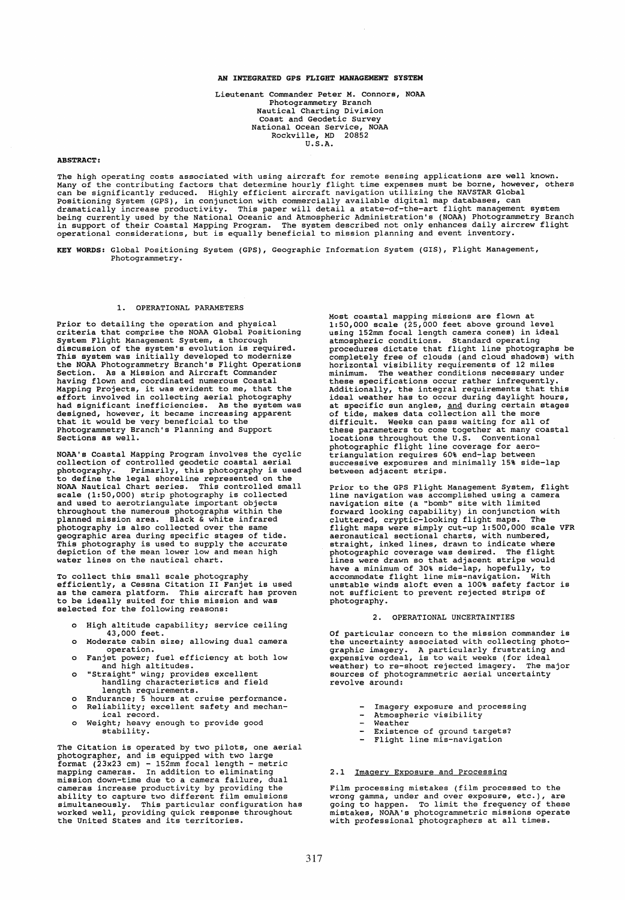# AN INTEGRATED GPS FLIGHT MANAGEMENT SYSTEM

Lieutenant Commander Peter M. Connors, NOAA
Photogrammetry Branch
Nautical Charting Division
Coast and Geodetic Survey
National Ocean Service, NOAA
Rockville, MD 20852
U.S.A.

**ABSTRACT:**

The high operating costs associated with using aircraft for remote sensing applications are well known. Many of the contributing factors that determine hourly flight time expenses must be borne, however, others can be significantly reduced. Highly efficient aircraft navigation utilizing the NAVSTAR Global Positioning System (GPS), in conjunction with commercially available digital map databases, can dramatically increase productivity. This paper will detail a state-of-the-art flight management system being currently used by the National Oceanic and Atmospheric Administration's (NOAA) Photogrammetry Branch in support of their Coastal Mapping Program. The system described not only enhances daily aircrew flight operational considerations, but is equally beneficial to mission planning and event inventory.

**KEY WORDS:** Global Positioning System (GPS), Geographic Information System (GIS), Flight Management, Photogrammetry.

## 1. OPERATIONAL PARAMETERS

Prior to detailing the operation and physical criteria that comprise the NOAA Global Positioning System Flight Management System, a thorough discussion of the system's evolution is required. This system was initially developed to modernize the NOAA Photogrammetry Branch's Flight Operations Section. As a Mission and Aircraft Commander having flown and coordinated numerous Coastal Mapping Projects, it was evident to me, that the effort involved in collecting aerial photography had significant inefficiencies. As the system was designed, however, it became increasing apparent that it would be very beneficial to the Photogrammetry Branch's Planning and Support Sections as well.

NOAA's Coastal Mapping Program involves the cyclic collection of controlled geodetic coastal aerial photography. Primarily, this photography is used to define the legal shoreline represented on the NOAA Nautical Chart series. This controlled small scale (1:50,000) strip photography is collected and used to aerotriangulate important objects throughout the numerous photographs within the planned mission area. Black & white infrared photography is also collected over the same geographic area during specific stages of tide. This photography is used to supply the accurate depiction of the mean lower low and mean high water lines on the nautical chart.

To collect this small scale photography efficiently, a Cessna Citation II Fanjet is used as the camera platform. This aircraft has proven to be ideally suited for this mission and was selected for the following reasons:

- High altitude capability; service ceiling 43,000 feet.
- Moderate cabin size; allowing dual camera operation.
- Fanjet power; fuel efficiency at both low and high altitudes.
- "Straight" wing; provides excellent handling characteristics and field length requirements.
- Endurance; 5 hours at cruise performance.
- Reliability; excellent safety and mechanical record.
- Weight; heavy enough to provide good stability.

The Citation is operated by two pilots, one aerial photographer, and is equipped with two large format (23x23 cm) - 152mm focal length - metric mapping cameras. In addition to eliminating mission down-time due to a camera failure, dual cameras increase productivity by providing the ability to capture two different film emulsions simultaneously. This particular configuration has worked well, providing quick response throughout the United States and its territories.

Most coastal mapping missions are flown at 1:50,000 scale (25,000 feet above ground level using 152mm focal length camera cones) in ideal atmospheric conditions. Standard operating procedures dictate that flight line photographs be completely free of clouds (and cloud shadows) with horizontal visibility requirements of 12 miles minimum. The weather conditions necessary under these specifications occur rather infrequently. Additionally, the integral requirements that this ideal weather has to occur during daylight hours, at specific sun angles, <u>and</u> during certain stages of tide, makes data collection all the more difficult. Weeks can pass waiting for all of these parameters to come together at many coastal locations throughout the U.S. Conventional photographic flight line coverage for aerotriangulation requires 60% end-lap between successive exposures and minimally 15% side-lap between adjacent strips.

Prior to the GPS Flight Management System, flight line navigation was accomplished using a camera navigation site (a "bomb" site with limited forward looking capability) in conjunction with cluttered, cryptic-looking flight maps. The flight maps were simply cut-up 1:500,000 scale VFR aeronautical sectional charts, with numbered, straight, inked lines, drawn to indicate where photographic coverage was desired. The flight lines were drawn so that adjacent strips would have a minimum of 30% side-lap, hopefully, to accommodate flight line mis-navigation. With unstable winds aloft even a 100% safety factor is not sufficient to prevent rejected strips of photography.

## 2. OPERATIONAL UNCERTAINTIES

Of particular concern to the mission commander is the uncertainty associated with collecting photographic imagery. A particularly frustrating and expensive ordeal, is to wait weeks (for ideal weather) to re-shoot rejected imagery. The major sources of photogrammetric aerial uncertainty revolve around:

- Imagery exposure and processing
- Atmospheric visibility
- Weather
- Existence of ground targets?
- Flight line mis-navigation

### 2.1 <u>Imagery Exposure and Processing</u>

Film processing mistakes (film processed to the wrong gamma, under and over exposure, etc.), are going to happen. To limit the frequency of these mistakes, NOAA's photogrammetric missions operate with professional photographers at all times.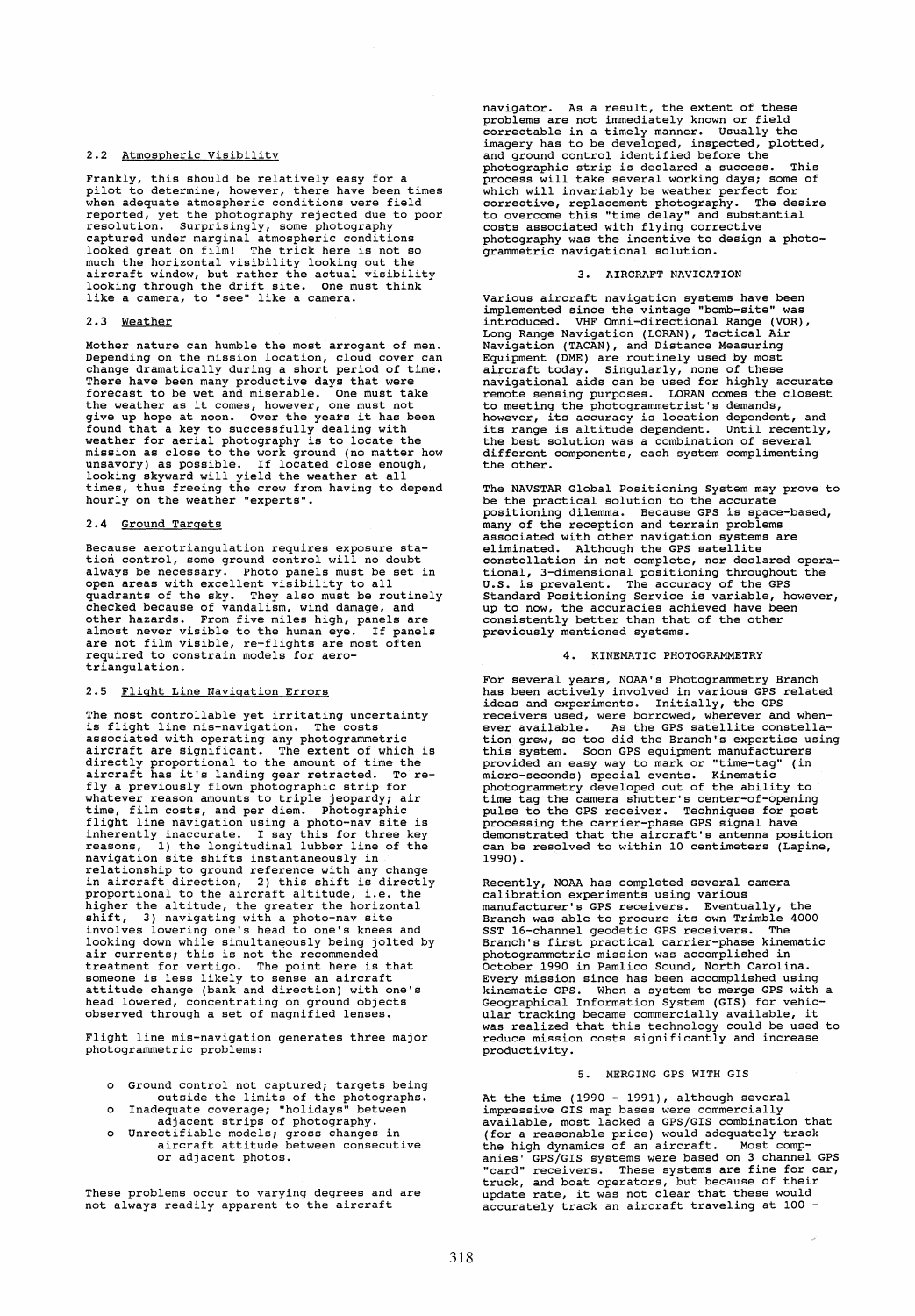### 2.2 Atmospheric Visibility

Frankly, this should be relatively easy for a pilot to determine, however, there have been times when adequate atmospheric conditions were field reported, yet the photography rejected due to poor resolution. Surprisingly, some photography captured under marginal atmospheric conditions looked great on film! The trick here is not so much the horizontal visibility looking out the aircraft window, but rather the actual visibility looking through the drift site. One must think like a camera, to "see" like a camera.

### 2.3 Weather

Mother nature can humble the most arrogant of men. Depending on the mission location, cloud cover can change dramatically during a short period of time. There have been many productive days that were forecast to be wet and miserable. One must take the weather as it comes, however, one must not give up hope at noon. Over the years it has been found that a key to successfully dealing with weather for aerial photography is to locate the mission as close to the work ground (no matter how unsavory) as possible. If located close enough, looking skyward will yield the weather at all times, thus freeing the crew from having to depend hourly on the weather "experts".

### 2.4 Ground Targets

Because aerotriangulation requires exposure station control, some ground control will no doubt always be necessary. Photo panels must be set in open areas with excellent visibility to all quadrants of the sky. They also must be routinely checked because of vandalism, wind damage, and other hazards. From five miles high, panels are almost never visible to the human eye. If panels are not film visible, re-flights are most often required to constrain models for aerotriangulation.

### 2.5 Flight Line Navigation Errors

The most controllable yet irritating uncertainty is flight line mis-navigation. The costs associated with operating any photogrammetric aircraft are significant. The extent of which is directly proportional to the amount of time the aircraft has it's landing gear retracted. To re-fly a previously flown photographic strip for whatever reason amounts to triple jeopardy; air time, film costs, and per diem. Photographic flight line navigation using a photo-nav site is inherently inaccurate. I say this for three key reasons, 1) the longitudinal lubber line of the navigation site shifts instantaneously in relationship to ground reference with any change in aircraft direction, 2) this shift is directly proportional to the aircraft altitude, i.e. the higher the altitude, the greater the horizontal shift, 3) navigating with a photo-nav site involves lowering one's head to one's knees and looking down while simultaneously being jolted by air currents; this is not the recommended treatment for vertigo. The point here is that someone is less likely to sense an aircraft attitude change (bank and direction) with one's head lowered, concentrating on ground objects observed through a set of magnified lenses.

Flight line mis-navigation generates three major photogrammetric problems:

- Ground control not captured; targets being outside the limits of the photographs.
- Inadequate coverage; "holidays" between adjacent strips of photography.
- Unrectifiable models; gross changes in aircraft attitude between consecutive or adjacent photos.

These problems occur to varying degrees and are not always readily apparent to the aircraft navigator. As a result, the extent of these problems are not immediately known or field correctable in a timely manner. Usually the imagery has to be developed, inspected, plotted, and ground control identified before the photographic strip is declared a success. This process will take several working days; some of which will invariably be weather perfect for corrective, replacement photography. The desire to overcome this "time delay" and substantial costs associated with flying corrective photography was the incentive to design a photogrammetric navigational solution.

## 3. AIRCRAFT NAVIGATION

Various aircraft navigation systems have been implemented since the vintage "bomb-site" was introduced. VHF Omni-directional Range (VOR), Long Range Navigation (LORAN), Tactical Air Navigation (TACAN), and Distance Measuring Equipment (DME) are routinely used by most aircraft today. Singularly, none of these navigational aids can be used for highly accurate remote sensing purposes. LORAN comes the closest to meeting the photogrammetrist's demands, however, its accuracy is location dependent, and its range is altitude dependent. Until recently, the best solution was a combination of several different components, each system complimenting the other.

The NAVSTAR Global Positioning System may prove to be the practical solution to the accurate positioning dilemma. Because GPS is space-based, many of the reception and terrain problems associated with other navigation systems are eliminated. Although the GPS satellite constellation in not complete, nor declared operational, 3-dimensional positioning throughout the U.S. is prevalent. The accuracy of the GPS Standard Positioning Service is variable, however, up to now, the accuracies achieved have been consistently better than that of the other previously mentioned systems.

## 4. KINEMATIC PHOTOGRAMMETRY

For several years, NOAA's Photogrammetry Branch has been actively involved in various GPS related ideas and experiments. Initially, the GPS receivers used, were borrowed, wherever and whenever available. As the GPS satellite constellation grew, so too did the Branch's expertise using this system. Soon GPS equipment manufacturers provided an easy way to mark or "time-tag" (in micro-seconds) special events. Kinematic photogrammetry developed out of the ability to time tag the camera shutter's center-of-opening pulse to the GPS receiver. Techniques for post processing the carrier-phase GPS signal have demonstrated that the aircraft's antenna position can be resolved to within 10 centimeters (Lapine, 1990).

Recently, NOAA has completed several camera calibration experiments using various manufacturer's GPS receivers. Eventually, the Branch was able to procure its own Trimble 4000 SST 16-channel geodetic GPS receivers. The Branch's first practical carrier-phase kinematic photogrammetric mission was accomplished in October 1990 in Pamlico Sound, North Carolina. Every mission since has been accomplished using kinematic GPS. When a system to merge GPS with a Geographical Information System (GIS) for vehicular tracking became commercially available, it was realized that this technology could be used to reduce mission costs significantly and increase productivity.

## 5. MERGING GPS WITH GIS

At the time (1990 - 1991), although several impressive GIS map bases were commercially available, most lacked a GPS/GIS combination that (for a reasonable price) would adequately track the high dynamics of an aircraft. Most companies' GPS/GIS systems were based on 3 channel GPS "card" receivers. These systems are fine for car, truck, and boat operators, but because of their update rate, it was not clear that these would accurately track an aircraft traveling at 100 -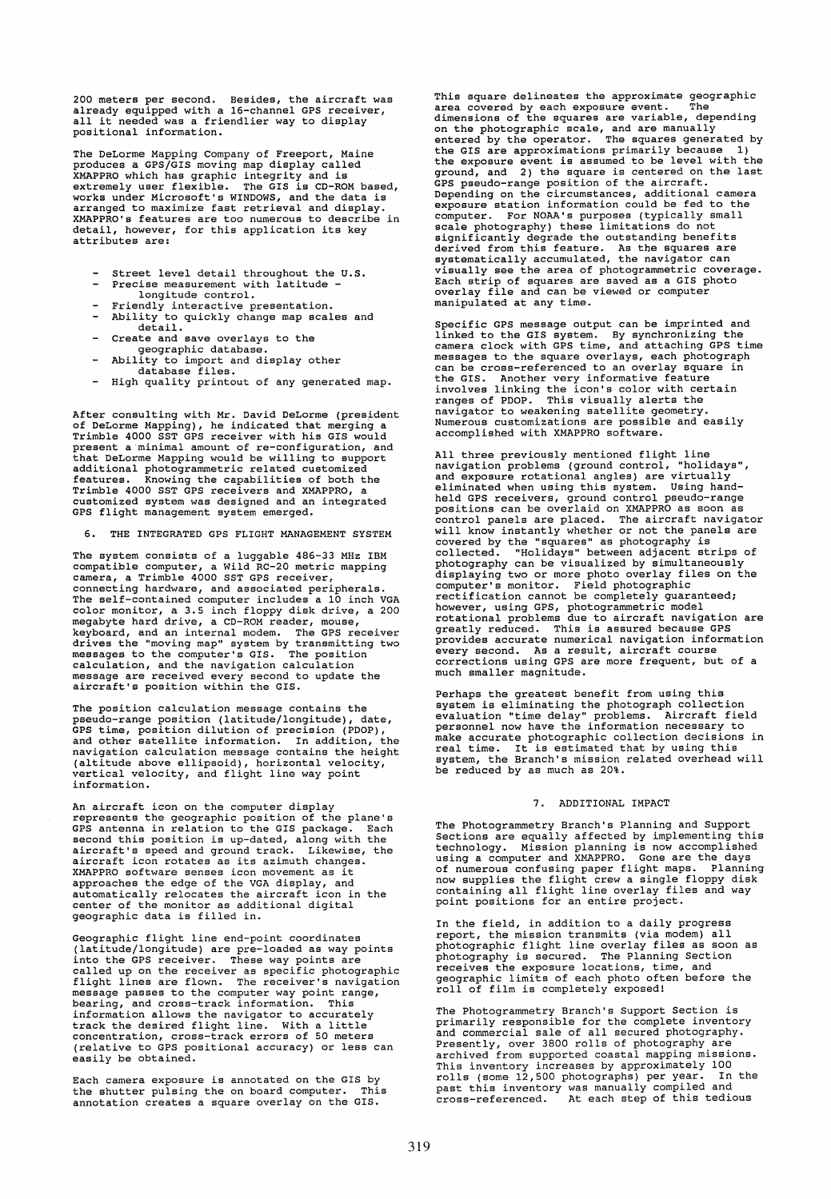200 meters per second. Besides, the aircraft was already equipped with a 16-channel GPS receiver, all it needed was a friendlier way to display positional information.

The DeLorme Mapping Company of Freeport, Maine produces a GPS/GIS moving map display called XMAPPRO which has graphic integrity and is extremely user flexible. The GIS is CD-ROM based, works under Microsoft's WINDOWS, and the data is arranged to maximize fast retrieval and display. XMAPPRO's features are too numerous to describe in detail, however, for this application its key attributes are:

- Street level detail throughout the U.S.
- Precise measurement with latitude - longitude control.
- Friendly interactive presentation.
- Ability to quickly change map scales and detail.
- Create and save overlays to the geographic database.
- Ability to import and display other database files.
- High quality printout of any generated map.

After consulting with Mr. David DeLorme (president of DeLorme Mapping), he indicated that merging a Trimble 4000 SST GPS receiver with his GIS would present a minimal amount of re-configuration, and that DeLorme Mapping would be willing to support additional photogrammetric related customized features. Knowing the capabilities of both the Trimble 4000 SST GPS receivers and XMAPPRO, a customized system was designed and an integrated GPS flight management system emerged.

## 6. THE INTEGRATED GPS FLIGHT MANAGEMENT SYSTEM

The system consists of a luggable 486-33 MHz IBM compatible computer, a Wild RC-20 metric mapping camera, a Trimble 4000 SST GPS receiver, connecting hardware, and associated peripherals. The self-contained computer includes a 10 inch VGA color monitor, a 3.5 inch floppy disk drive, a 200 megabyte hard drive, a CD-ROM reader, mouse, keyboard, and an internal modem. The GPS receiver drives the "moving map" system by transmitting two messages to the computer's GIS. The position calculation, and the navigation calculation message are received every second to update the aircraft's position within the GIS.

The position calculation message contains the pseudo-range position (latitude/longitude), date, GPS time, position dilution of precision (PDOP), and other satellite information. In addition, the navigation calculation message contains the height (altitude above ellipsoid), horizontal velocity, vertical velocity, and flight line way point information.

An aircraft icon on the computer display represents the geographic position of the plane's GPS antenna in relation to the GIS package. Each second this position is up-dated, along with the aircraft's speed and ground track. Likewise, the aircraft icon rotates as its azimuth changes. XMAPPRO software senses icon movement as it approaches the edge of the VGA display, and automatically relocates the aircraft icon in the center of the monitor as additional digital geographic data is filled in.

Geographic flight line end-point coordinates (latitude/longitude) are pre-loaded as way points into the GPS receiver. These way points are called up on the receiver as specific photographic flight lines are flown. The receiver's navigation message passes to the computer way point range, bearing, and cross-track information. This information allows the navigator to accurately track the desired flight line. With a little concentration, cross-track errors of 50 meters (relative to GPS positional accuracy) or less can easily be obtained.

Each camera exposure is annotated on the GIS by the shutter pulsing the on board computer. This annotation creates a square overlay on the GIS. This square delineates the approximate geographic area covered by each exposure event. The dimensions of the squares are variable, depending on the photographic scale, and are manually entered by the operator. The squares generated by the GIS are approximations primarily because 1) the exposure event is assumed to be level with the ground, and 2) the square is centered on the last GPS pseudo-range position of the aircraft. Depending on the circumstances, additional camera exposure station information could be fed to the computer. For NOAA's purposes (typically small scale photography) these limitations do not significantly degrade the outstanding benefits derived from this feature. As the squares are systematically accumulated, the navigator can visually see the area of photogrammetric coverage. Each strip of squares are saved as a GIS photo overlay file and can be viewed or computer manipulated at any time.

Specific GPS message output can be imprinted and linked to the GIS system. By synchronizing the camera clock with GPS time, and attaching GPS time messages to the square overlays, each photograph can be cross-referenced to an overlay square in the GIS. Another very informative feature involves linking the icon's color with certain ranges of PDOP. This visually alerts the navigator to weakening satellite geometry. Numerous customizations are possible and easily accomplished with XMAPPRO software.

All three previously mentioned flight line navigation problems (ground control, "holidays", and exposure rotational angles) are virtually eliminated when using this system. Using hand-held GPS receivers, ground control pseudo-range positions can be overlaid on XMAPPRO as soon as control panels are placed. The aircraft navigator will know instantly whether or not the panels are covered by the "squares" as photography is collected. "Holidays" between adjacent strips of photography can be visualized by simultaneously displaying two or more photo overlay files on the computer's monitor. Field photographic rectification cannot be completely guaranteed; however, using GPS, photogrammetric model rotational problems due to aircraft navigation are greatly reduced. This is assured because GPS provides accurate numerical navigation information every second. As a result, aircraft course corrections using GPS are more frequent, but of a much smaller magnitude.

Perhaps the greatest benefit from using this system is eliminating the photograph collection evaluation "time delay" problems. Aircraft field personnel now have the information necessary to make accurate photographic collection decisions in real time. It is estimated that by using this system, the Branch's mission related overhead will be reduced by as much as 20%.

## 7. ADDITIONAL IMPACT

The Photogrammetry Branch's Planning and Support Sections are equally affected by implementing this technology. Mission planning is now accomplished using a computer and XMAPPRO. Gone are the days of numerous confusing paper flight maps. Planning now supplies the flight crew a single floppy disk containing all flight line overlay files and way point positions for an entire project.

In the field, in addition to a daily progress report, the mission transmits (via modem) all photographic flight line overlay files as soon as photography is secured. The Planning Section receives the exposure locations, time, and geographic limits of each photo often before the roll of film is completely exposed!

The Photogrammetry Branch's Support Section is primarily responsible for the complete inventory and commercial sale of all secured photography. Presently, over 3800 rolls of photography are archived from supported coastal mapping missions. This inventory increases by approximately 100 rolls (some 12,500 photographs) per year. In the past this inventory was manually compiled and cross-referenced. At each step of this tedious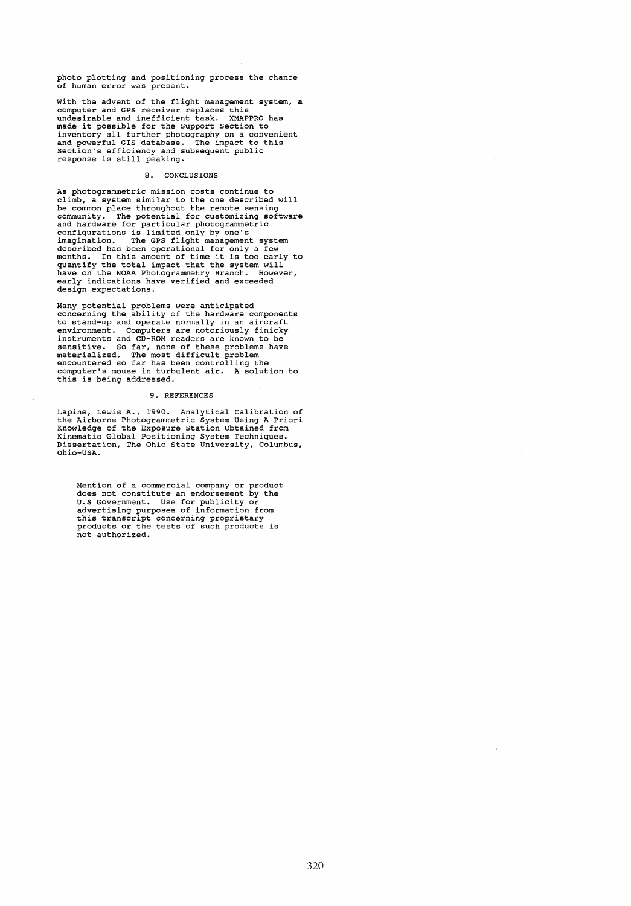photo plotting and positioning process the chance of human error was present.

With the advent of the flight management system, a computer and GPS receiver replaces this undesirable and inefficient task. XMAPPRO has made it possible for the Support Section to inventory all further photography on a convenient and powerful GIS database. The impact to this Section's efficiency and subsequent public response is still peaking.

## 8. CONCLUSIONS

As photogrammetric mission costs continue to climb, a system similar to the one described will be common place throughout the remote sensing community. The potential for customizing software and hardware for particular photogrammetric configurations is limited only by one's imagination. The GPS flight management system described has been operational for only a few months. In this amount of time it is too early to quantify the total impact that the system will have on the NOAA Photogrammetry Branch. However, early indications have verified and exceeded design expectations.

Many potential problems were anticipated concerning the ability of the hardware components to stand-up and operate normally in an aircraft environment. Computers are notoriously finicky instruments and CD-ROM readers are known to be sensitive. So far, none of these problems have materialized. The most difficult problem encountered so far has been controlling the computer's mouse in turbulent air. A solution to this is being addressed.

## 9. REFERENCES

Lapine, Lewis A., 1990. Analytical Calibration of the Airborne Photogrammetric System Using A Priori Knowledge of the Exposure Station Obtained from Kinematic Global Positioning System Techniques. Dissertation, The Ohio State University, Columbus, Ohio-USA.

Mention of a commercial company or product does not constitute an endorsement by the U.S Government. Use for publicity or advertising purposes of information from this transcript concerning proprietary products or the tests of such products is not authorized.